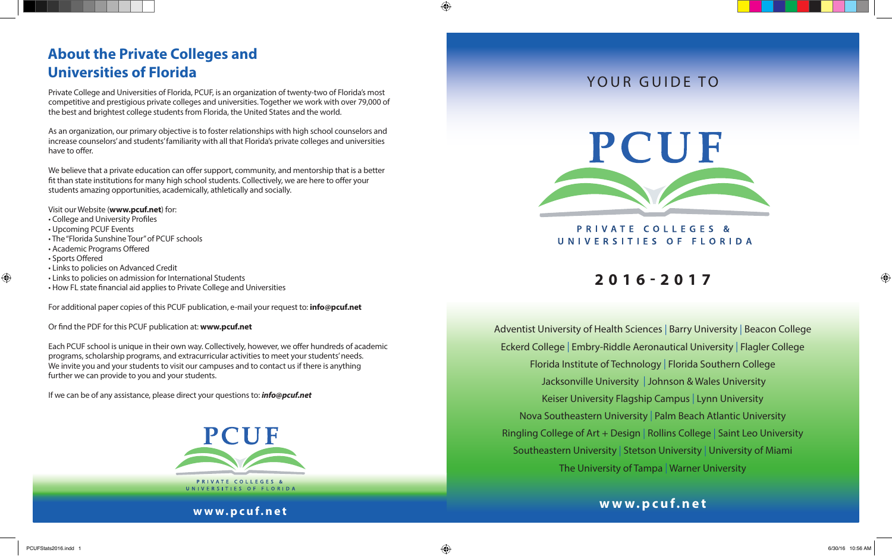## About the Private Colleges and Universities of Florida

Private College and Universities of Florida, PCUF, is an organization of twenty-two of Florida's most competitive and prestigious private colleges and universities. Together we work with over 79,000 of the best and brightest college students from Florida, the United States and the world.

As an organization, our primary objective is to foster relationships with high school counselors and increase counselors' and students' familiarity with all that Florida's private colleges and universities have to offer.

We believe that a private education can offer support, community, and mentorship that is a better fit than state institutions for many high school students. Collectively, we are here to offer your students amazing opportunities, academically, athletically and socially.

Visit our Website (**www.pcuf.net**) for:

- College and University Profiles
- Upcoming PCUF Events
- The "Florida Sunshine Tour" of PCUF schools
- Academic Programs Offered
- Sports Offered
- Links to policies on Advanced Credit
- Links to policies on admission for International Students
- How FL state financial aid applies to Private College and Universities

For additional paper copies of this PCUF publication, e-mail your request to: **info@pcuf.net**

Or find the PDF for this PCUF publication at: **www.pcuf.net**

Each PCUF school is unique in their own way. Collectively, however, we offer hundreds of academic programs, scholarship programs, and extracurricular activities to meet your students' needs. We invite you and your students to visit our campuses and to contact us if there is anything further we can provide to you and your students.

If we can be of any assistance, please direct your questions to: ***info@pcuf.net***

PCUF

PRIVATE COLLEGES & UNIVERSITIES OF FLORIDA

**www.pcuf.net**

YOUR GUIDE TO

# PCUF

PRIVATE COLLEGES & UNIVERSITIES OF FLORIDA

**2016-2017**

Adventist University of Health Sciences | Barry University | Beacon College
Eckerd College | Embry-Riddle Aeronautical University | Flagler College
Florida Institute of Technology | Florida Southern College
Jacksonville University | Johnson & Wales University
Keiser University Flagship Campus | Lynn University
Nova Southeastern University | Palm Beach Atlantic University
Ringling College of Art + Design | Rollins College | Saint Leo University
Southeastern University | Stetson University | University of Miami
The University of Tampa | Warner University

**www.pcuf.net**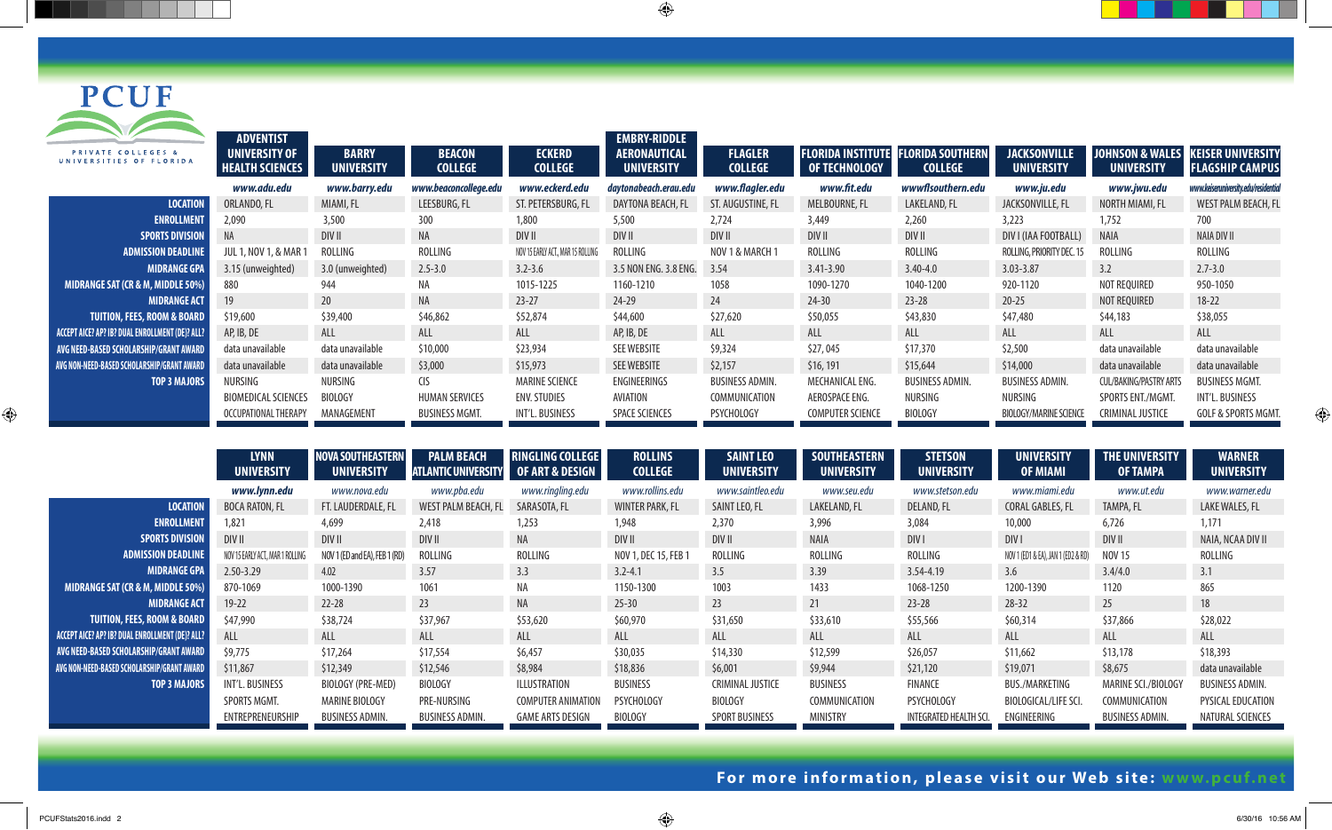# PCUF

PRIVATE COLLEGES & UNIVERSITIES OF FLORIDA

| | ADVENTIST UNIVERSITY OF HEALTH SCIENCES | BARRY UNIVERSITY | BEACON COLLEGE | ECKERD COLLEGE | EMBRY-RIDDLE AERONAUTICAL UNIVERSITY | FLAGLER COLLEGE | FLORIDA INSTITUTE OF TECHNOLOGY | FLORIDA SOUTHERN COLLEGE | JACKSONVILLE UNIVERSITY | JOHNSON & WALES UNIVERSITY | KEISER UNIVERSITY FLAGSHIP CAMPUS |
|---|---|---|---|---|---|---|---|---|---|---|---|
| | www.adu.edu | www.barry.edu | www.beaconcollege.edu | www.eckerd.edu | daytonabeach.erau.edu | www.flagler.edu | www.fit.edu | wwwflsouthern.edu | www.ju.edu | www.jwu.edu | www.keiseruniversity.edu/residential |
| LOCATION | ORLANDO, FL | MIAMI, FL | LEESBURG, FL | ST. PETERSBURG, FL | DAYTONA BEACH, FL | ST. AUGUSTINE, FL | MELBOURNE, FL | LAKELAND, FL | JACKSONVILLE, FL | NORTH MIAMI, FL | WEST PALM BEACH, FL |
| ENROLLMENT | 2,090 | 3,500 | 300 | 1,800 | 5,500 | 2,724 | 3,449 | 2,260 | 3,223 | 1,752 | 700 |
| SPORTS DIVISION | NA | DIV II | NA | DIV II | DIV II | DIV II | DIV II | DIV II | DIV I (IAA FOOTBALL) | NAIA | NAIA DIV II |
| ADMISSION DEADLINE | JUL 1, NOV 1, & MAR 1 | ROLLING | ROLLING | NOV 15 EARLY ACT, MAR 15 ROLLING | ROLLING | NOV 1 & MARCH 1 | ROLLING | ROLLING | ROLLING, PRIORITY DEC. 15 | ROLLING | ROLLING |
| MIDRANGE GPA | 3.15 (unweighted) | 3.0 (unweighted) | 2.5-3.0 | 3.2-3.6 | 3.5 NON ENG. 3.8 ENG. | 3.54 | 3.41-3.90 | 3.40-4.0 | 3.03-3.87 | 3.2 | 2.7-3.0 |
| MIDRANGE SAT (CR & M, MIDDLE 50%) | 880 | 944 | NA | 1015-1225 | 1160-1210 | 1058 | 1090-1270 | 1040-1200 | 920-1120 | NOT REQUIRED | 950-1050 |
| MIDRANGE ACT | 19 | 20 | NA | 23-27 | 24-29 | 24 | 24-30 | 23-28 | 20-25 | NOT REQUIRED | 18-22 |
| TUITION, FEES, ROOM & BOARD | $19,600 | $39,400 | $46,862 | $52,874 | $44,600 | $27,620 | $50,055 | $43,830 | $47,480 | $44,183 | $38,055 |
| ACCEPT AICE? AP? IB? DUAL ENROLLMENT (DE)? ALL? | AP, IB, DE | ALL | ALL | ALL | AP, IB, DE | ALL | ALL | ALL | ALL | ALL | ALL |
| AVG NEED-BASED SCHOLARSHIP/GRANT AWARD | data unavailable | data unavailable | $10,000 | $23,934 | SEE WEBSITE | $9,324 | $27, 045 | $17,370 | $2,500 | data unavailable | data unavailable |
| AVG NON-NEED-BASED SCHOLARSHIP/GRANT AWARD | data unavailable | data unavailable | $3,000 | $15,973 | SEE WEBSITE | $2,157 | $16, 191 | $15,644 | $14,000 | data unavailable | data unavailable |
| TOP 3 MAJORS | NURSING | NURSING | CIS | MARINE SCIENCE | ENGINEERINGS | BUSINESS ADMIN. | MECHANICAL ENG. | BUSINESS ADMIN. | BUSINESS ADMIN. | CUL/BAKING/PASTRY ARTS | BUSINESS MGMT. |
| | BIOMEDICAL SCIENCES | BIOLOGY | HUMAN SERVICES | ENV. STUDIES | AVIATION | COMMUNICATION | AEROSPACE ENG. | NURSING | NURSING | SPORTS ENT./MGMT. | INT'L. BUSINESS |
| | OCCUPATIONAL THERAPY | MANAGEMENT | BUSINESS MGMT. | INT'L. BUSINESS | SPACE SCIENCES | PSYCHOLOGY | COMPUTER SCIENCE | BIOLOGY | BIOLOGY/MARINE SCIENCE | CRIMINAL JUSTICE | GOLF & SPORTS MGMT. |

| | LYNN UNIVERSITY | NOVA SOUTHEASTERN UNIVERSITY | PALM BEACH ATLANTIC UNIVERSITY | RINGLING COLLEGE OF ART & DESIGN | ROLLINS COLLEGE | SAINT LEO UNIVERSITY | SOUTHEASTERN UNIVERSITY | STETSON UNIVERSITY | UNIVERSITY OF MIAMI | THE UNIVERSITY OF TAMPA | WARNER UNIVERSITY |
|---|---|---|---|---|---|---|---|---|---|---|---|
| | www.lynn.edu | www.nova.edu | www.pba.edu | www.ringling.edu | www.rollins.edu | www.saintleo.edu | www.seu.edu | www.stetson.edu | www.miami.edu | www.ut.edu | www.warner.edu |
| LOCATION | BOCA RATON, FL | FT. LAUDERDALE, FL | WEST PALM BEACH, FL | SARASOTA, FL | WINTER PARK, FL | SAINT LEO, FL | LAKELAND, FL | DELAND, FL | CORAL GABLES, FL | TAMPA, FL | LAKE WALES, FL |
| ENROLLMENT | 1,821 | 4,699 | 2,418 | 1,253 | 1,948 | 2,370 | 3,996 | 3,084 | 10,000 | 6,726 | 1,171 |
| SPORTS DIVISION | DIV II | DIV II | DIV II | NA | DIV II | DIV II | NAIA | DIV I | DIV I | DIV II | NAIA, NCAA DIV II |
| ADMISSION DEADLINE | NOV 15 EARLY ACT, MAR 1 ROLLING | NOV 1 (ED and EA), FEB 1 (RD) | ROLLING | ROLLING | NOV 1, DEC 15, FEB 1 | ROLLING | ROLLING | ROLLING | NOV 1 (ED1 & EA), JAN 1 (ED2 & RD) | NOV 15 | ROLLING |
| MIDRANGE GPA | 2.50-3.29 | 4.02 | 3.57 | 3.3 | 3.2-4.1 | 3.5 | 3.39 | 3.54-4.19 | 3.6 | 3.4/4.0 | 3.1 |
| MIDRANGE SAT (CR & M, MIDDLE 50%) | 870-1069 | 1000-1390 | 1061 | NA | 1150-1300 | 1003 | 1433 | 1068-1250 | 1200-1390 | 1120 | 865 |
| MIDRANGE ACT | 19-22 | 22-28 | 23 | NA | 25-30 | 23 | 21 | 23-28 | 28-32 | 25 | 18 |
| TUITION, FEES, ROOM & BOARD | $47,990 | $38,724 | $37,967 | $53,620 | $60,970 | $31,650 | $33,610 | $55,566 | $60,314 | $37,866 | $28,022 |
| ACCEPT AICE? AP? IB? DUAL ENROLLMENT (DE)? ALL? | ALL | ALL | ALL | ALL | ALL | ALL | ALL | ALL | ALL | ALL | ALL |
| AVG NEED-BASED SCHOLARSHIP/GRANT AWARD | $9,775 | $17,264 | $17,554 | $6,457 | $30,035 | $14,330 | $12,599 | $26,057 | $11,662 | $13,178 | $18,393 |
| AVG NON-NEED-BASED SCHOLARSHIP/GRANT AWARD | $11,867 | $12,349 | $12,546 | $8,984 | $18,836 | $6,001 | $9,944 | $21,120 | $19,071 | $8,675 | data unavailable |
| TOP 3 MAJORS | INT'L. BUSINESS | BIOLOGY (PRE-MED) | BIOLOGY | ILLUSTRATION | BUSINESS | CRIMINAL JUSTICE | BUSINESS | FINANCE | BUS./MARKETING | MARINE SCI./BIOLOGY | BUSINESS ADMIN. |
| | SPORTS MGMT. | MARINE BIOLOGY | PRE-NURSING | COMPUTER ANIMATION | PSYCHOLOGY | BIOLOGY | COMMUNICATION | PSYCHOLOGY | BIOLOGICAL/LIFE SCI. | COMMUNICATION | PYSICAL EDUCATION |
| | ENTREPRENEURSHIP | BUSINESS ADMIN. | BUSINESS ADMIN. | GAME ARTS DESIGN | BIOLOGY | SPORT BUSINESS | MINISTRY | INTEGRATED HEALTH SCI. | ENGINEERING | BUSINESS ADMIN. | NATURAL SCIENCES |

**For more information, please visit our Web site: www.pcuf.net**